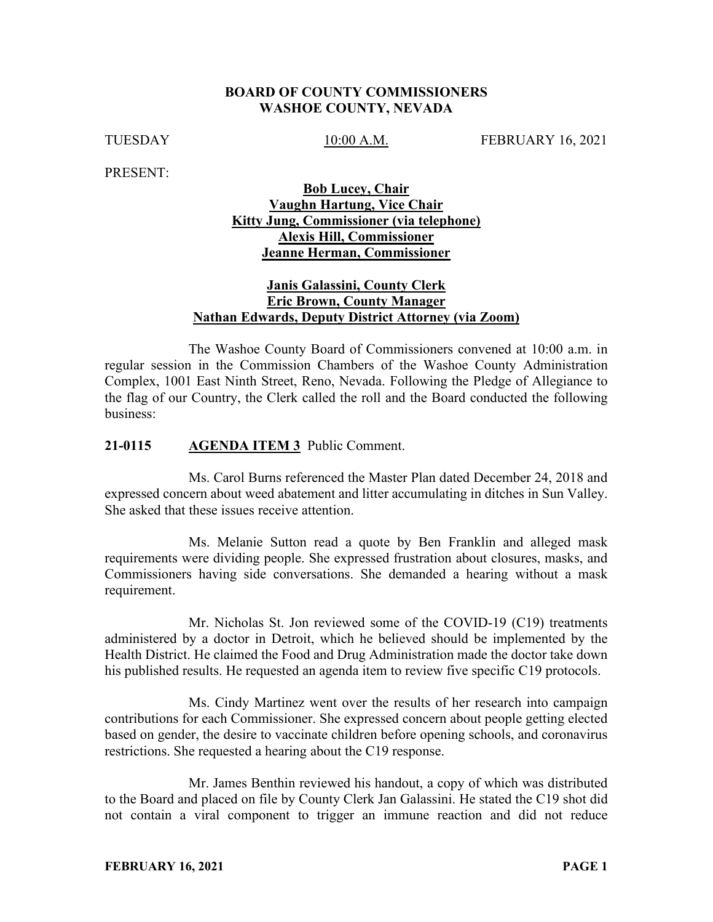**BOARD OF COUNTY COMMISSIONERS**
**WASHOE COUNTY, NEVADA**

TUESDAY 10:00 A.M. FEBRUARY 16, 2021

PRESENT:

**Bob Lucey, Chair**
**Vaughn Hartung, Vice Chair**
**Kitty Jung, Commissioner (via telephone)**
**Alexis Hill, Commissioner**
**Jeanne Herman, Commissioner**

**Janis Galassini, County Clerk**
**Eric Brown, County Manager**
**Nathan Edwards, Deputy District Attorney (via Zoom)**

The Washoe County Board of Commissioners convened at 10:00 a.m. in regular session in the Commission Chambers of the Washoe County Administration Complex, 1001 East Ninth Street, Reno, Nevada. Following the Pledge of Allegiance to the flag of our Country, the Clerk called the roll and the Board conducted the following business:

**21-0115 AGENDA ITEM 3** Public Comment.

Ms. Carol Burns referenced the Master Plan dated December 24, 2018 and expressed concern about weed abatement and litter accumulating in ditches in Sun Valley. She asked that these issues receive attention.

Ms. Melanie Sutton read a quote by Ben Franklin and alleged mask requirements were dividing people. She expressed frustration about closures, masks, and Commissioners having side conversations. She demanded a hearing without a mask requirement.

Mr. Nicholas St. Jon reviewed some of the COVID-19 (C19) treatments administered by a doctor in Detroit, which he believed should be implemented by the Health District. He claimed the Food and Drug Administration made the doctor take down his published results. He requested an agenda item to review five specific C19 protocols.

Ms. Cindy Martinez went over the results of her research into campaign contributions for each Commissioner. She expressed concern about people getting elected based on gender, the desire to vaccinate children before opening schools, and coronavirus restrictions. She requested a hearing about the C19 response.

Mr. James Benthin reviewed his handout, a copy of which was distributed to the Board and placed on file by County Clerk Jan Galassini. He stated the C19 shot did not contain a viral component to trigger an immune reaction and did not reduce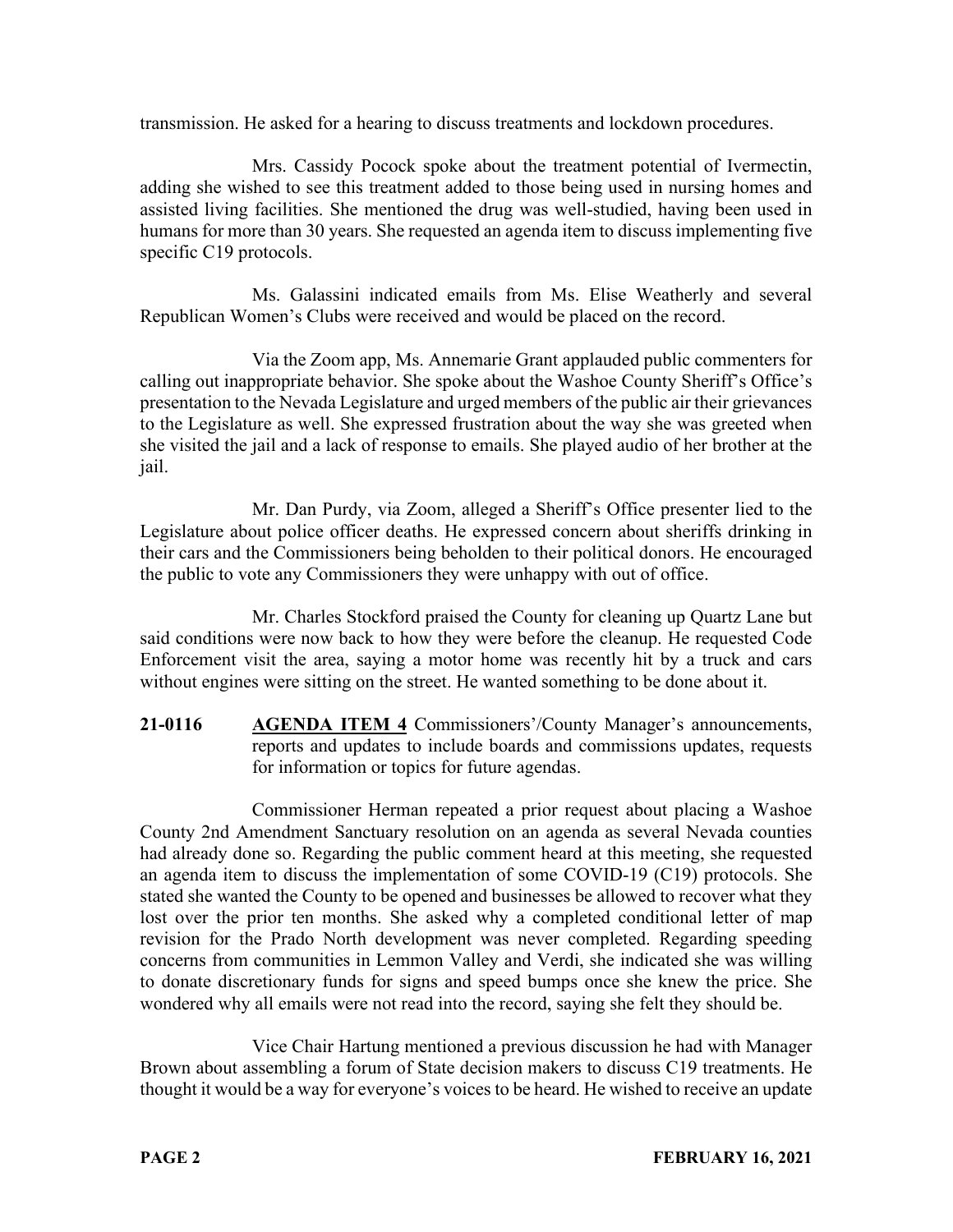transmission. He asked for a hearing to discuss treatments and lockdown procedures.

Mrs. Cassidy Pocock spoke about the treatment potential of Ivermectin, adding she wished to see this treatment added to those being used in nursing homes and assisted living facilities. She mentioned the drug was well-studied, having been used in humans for more than 30 years. She requested an agenda item to discuss implementing five specific C19 protocols.

Ms. Galassini indicated emails from Ms. Elise Weatherly and several Republican Women's Clubs were received and would be placed on the record.

Via the Zoom app, Ms. Annemarie Grant applauded public commenters for calling out inappropriate behavior. She spoke about the Washoe County Sheriff's Office's presentation to the Nevada Legislature and urged members of the public air their grievances to the Legislature as well. She expressed frustration about the way she was greeted when she visited the jail and a lack of response to emails. She played audio of her brother at the jail.

Mr. Dan Purdy, via Zoom, alleged a Sheriff's Office presenter lied to the Legislature about police officer deaths. He expressed concern about sheriffs drinking in their cars and the Commissioners being beholden to their political donors. He encouraged the public to vote any Commissioners they were unhappy with out of office.

Mr. Charles Stockford praised the County for cleaning up Quartz Lane but said conditions were now back to how they were before the cleanup. He requested Code Enforcement visit the area, saying a motor home was recently hit by a truck and cars without engines were sitting on the street. He wanted something to be done about it.

**21-0116** **AGENDA ITEM 4** Commissioners'/County Manager's announcements, reports and updates to include boards and commissions updates, requests for information or topics for future agendas.

Commissioner Herman repeated a prior request about placing a Washoe County 2nd Amendment Sanctuary resolution on an agenda as several Nevada counties had already done so. Regarding the public comment heard at this meeting, she requested an agenda item to discuss the implementation of some COVID-19 (C19) protocols. She stated she wanted the County to be opened and businesses be allowed to recover what they lost over the prior ten months. She asked why a completed conditional letter of map revision for the Prado North development was never completed. Regarding speeding concerns from communities in Lemmon Valley and Verdi, she indicated she was willing to donate discretionary funds for signs and speed bumps once she knew the price. She wondered why all emails were not read into the record, saying she felt they should be.

Vice Chair Hartung mentioned a previous discussion he had with Manager Brown about assembling a forum of State decision makers to discuss C19 treatments. He thought it would be a way for everyone's voices to be heard. He wished to receive an update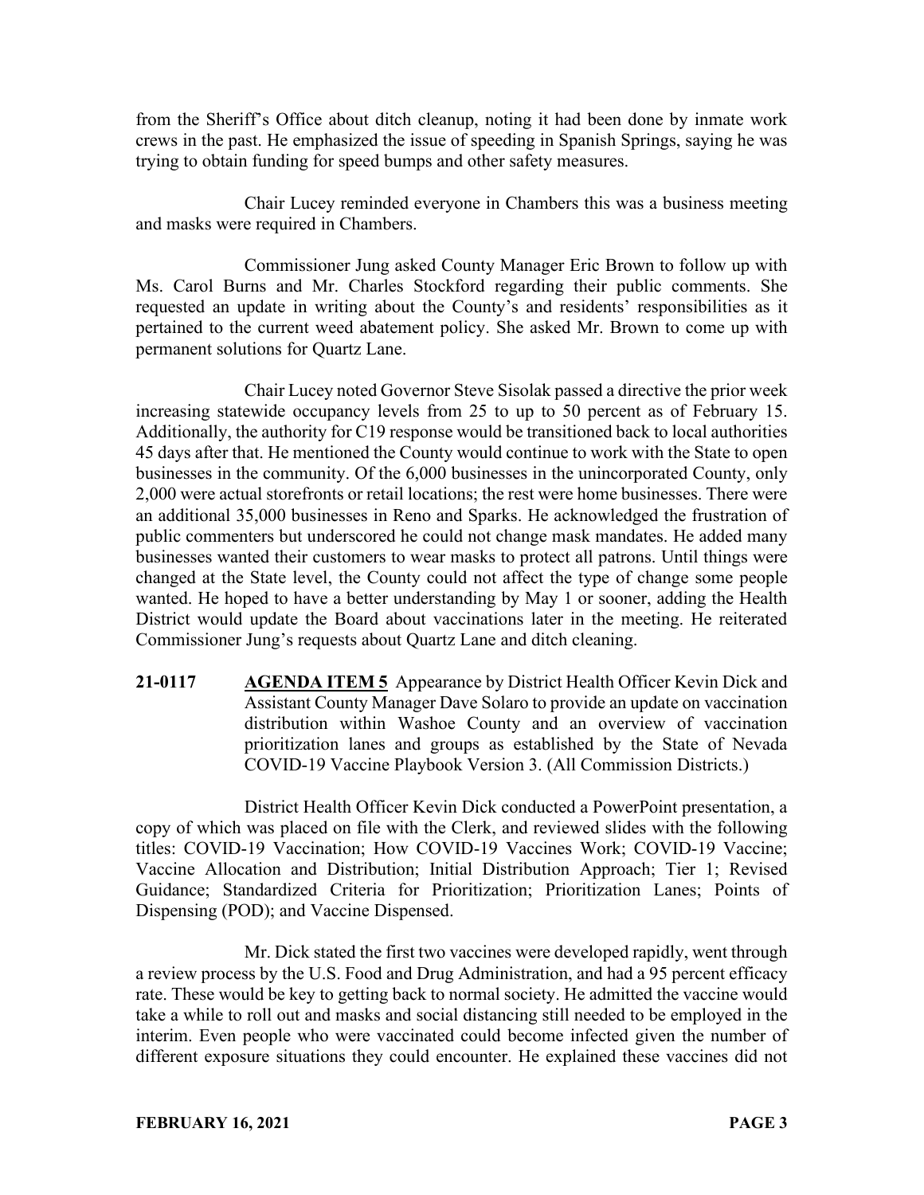from the Sheriff's Office about ditch cleanup, noting it had been done by inmate work crews in the past. He emphasized the issue of speeding in Spanish Springs, saying he was trying to obtain funding for speed bumps and other safety measures.

Chair Lucey reminded everyone in Chambers this was a business meeting and masks were required in Chambers.

Commissioner Jung asked County Manager Eric Brown to follow up with Ms. Carol Burns and Mr. Charles Stockford regarding their public comments. She requested an update in writing about the County's and residents' responsibilities as it pertained to the current weed abatement policy. She asked Mr. Brown to come up with permanent solutions for Quartz Lane.

Chair Lucey noted Governor Steve Sisolak passed a directive the prior week increasing statewide occupancy levels from 25 to up to 50 percent as of February 15. Additionally, the authority for C19 response would be transitioned back to local authorities 45 days after that. He mentioned the County would continue to work with the State to open businesses in the community. Of the 6,000 businesses in the unincorporated County, only 2,000 were actual storefronts or retail locations; the rest were home businesses. There were an additional 35,000 businesses in Reno and Sparks. He acknowledged the frustration of public commenters but underscored he could not change mask mandates. He added many businesses wanted their customers to wear masks to protect all patrons. Until things were changed at the State level, the County could not affect the type of change some people wanted. He hoped to have a better understanding by May 1 or sooner, adding the Health District would update the Board about vaccinations later in the meeting. He reiterated Commissioner Jung's requests about Quartz Lane and ditch cleaning.

**21-0117** **AGENDA ITEM 5** Appearance by District Health Officer Kevin Dick and Assistant County Manager Dave Solaro to provide an update on vaccination distribution within Washoe County and an overview of vaccination prioritization lanes and groups as established by the State of Nevada COVID-19 Vaccine Playbook Version 3. (All Commission Districts.)

District Health Officer Kevin Dick conducted a PowerPoint presentation, a copy of which was placed on file with the Clerk, and reviewed slides with the following titles: COVID-19 Vaccination; How COVID-19 Vaccines Work; COVID-19 Vaccine; Vaccine Allocation and Distribution; Initial Distribution Approach; Tier 1; Revised Guidance; Standardized Criteria for Prioritization; Prioritization Lanes; Points of Dispensing (POD); and Vaccine Dispensed.

Mr. Dick stated the first two vaccines were developed rapidly, went through a review process by the U.S. Food and Drug Administration, and had a 95 percent efficacy rate. These would be key to getting back to normal society. He admitted the vaccine would take a while to roll out and masks and social distancing still needed to be employed in the interim. Even people who were vaccinated could become infected given the number of different exposure situations they could encounter. He explained these vaccines did not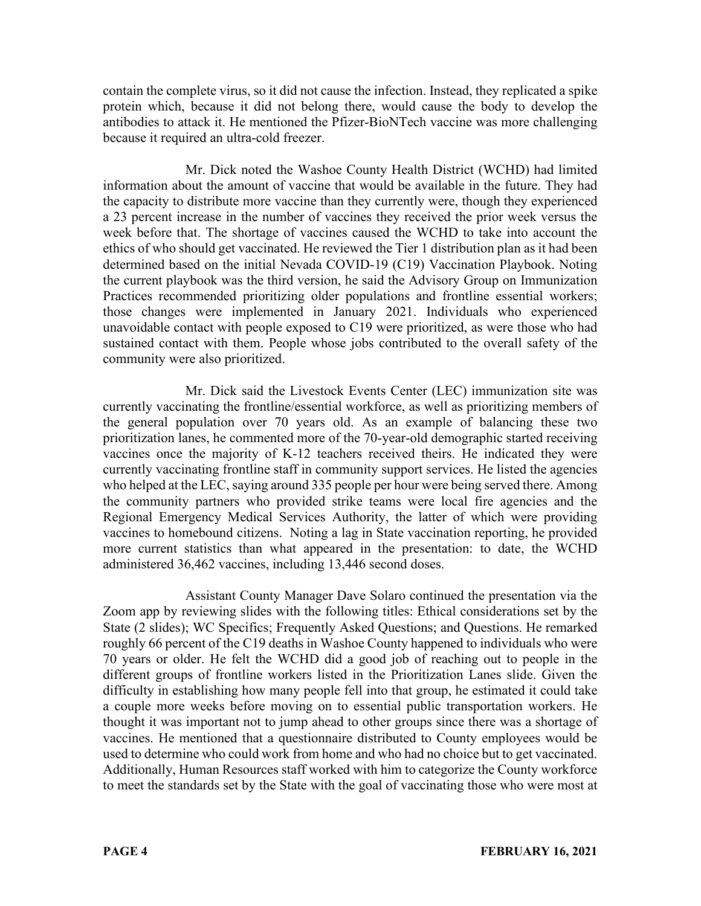contain the complete virus, so it did not cause the infection. Instead, they replicated a spike protein which, because it did not belong there, would cause the body to develop the antibodies to attack it. He mentioned the Pfizer-BioNTech vaccine was more challenging because it required an ultra-cold freezer.

Mr. Dick noted the Washoe County Health District (WCHD) had limited information about the amount of vaccine that would be available in the future. They had the capacity to distribute more vaccine than they currently were, though they experienced a 23 percent increase in the number of vaccines they received the prior week versus the week before that. The shortage of vaccines caused the WCHD to take into account the ethics of who should get vaccinated. He reviewed the Tier 1 distribution plan as it had been determined based on the initial Nevada COVID-19 (C19) Vaccination Playbook. Noting the current playbook was the third version, he said the Advisory Group on Immunization Practices recommended prioritizing older populations and frontline essential workers; those changes were implemented in January 2021. Individuals who experienced unavoidable contact with people exposed to C19 were prioritized, as were those who had sustained contact with them. People whose jobs contributed to the overall safety of the community were also prioritized.

Mr. Dick said the Livestock Events Center (LEC) immunization site was currently vaccinating the frontline/essential workforce, as well as prioritizing members of the general population over 70 years old. As an example of balancing these two prioritization lanes, he commented more of the 70-year-old demographic started receiving vaccines once the majority of K-12 teachers received theirs. He indicated they were currently vaccinating frontline staff in community support services. He listed the agencies who helped at the LEC, saying around 335 people per hour were being served there. Among the community partners who provided strike teams were local fire agencies and the Regional Emergency Medical Services Authority, the latter of which were providing vaccines to homebound citizens. Noting a lag in State vaccination reporting, he provided more current statistics than what appeared in the presentation: to date, the WCHD administered 36,462 vaccines, including 13,446 second doses.

Assistant County Manager Dave Solaro continued the presentation via the Zoom app by reviewing slides with the following titles: Ethical considerations set by the State (2 slides); WC Specifics; Frequently Asked Questions; and Questions. He remarked roughly 66 percent of the C19 deaths in Washoe County happened to individuals who were 70 years or older. He felt the WCHD did a good job of reaching out to people in the different groups of frontline workers listed in the Prioritization Lanes slide. Given the difficulty in establishing how many people fell into that group, he estimated it could take a couple more weeks before moving on to essential public transportation workers. He thought it was important not to jump ahead to other groups since there was a shortage of vaccines. He mentioned that a questionnaire distributed to County employees would be used to determine who could work from home and who had no choice but to get vaccinated. Additionally, Human Resources staff worked with him to categorize the County workforce to meet the standards set by the State with the goal of vaccinating those who were most at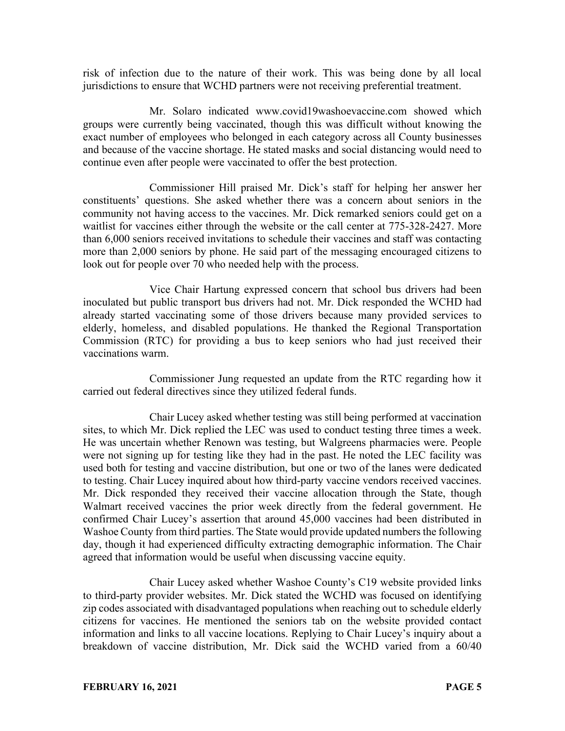risk of infection due to the nature of their work. This was being done by all local jurisdictions to ensure that WCHD partners were not receiving preferential treatment.

Mr. Solaro indicated www.covid19washoevaccine.com showed which groups were currently being vaccinated, though this was difficult without knowing the exact number of employees who belonged in each category across all County businesses and because of the vaccine shortage. He stated masks and social distancing would need to continue even after people were vaccinated to offer the best protection.

Commissioner Hill praised Mr. Dick's staff for helping her answer her constituents' questions. She asked whether there was a concern about seniors in the community not having access to the vaccines. Mr. Dick remarked seniors could get on a waitlist for vaccines either through the website or the call center at 775-328-2427. More than 6,000 seniors received invitations to schedule their vaccines and staff was contacting more than 2,000 seniors by phone. He said part of the messaging encouraged citizens to look out for people over 70 who needed help with the process.

Vice Chair Hartung expressed concern that school bus drivers had been inoculated but public transport bus drivers had not. Mr. Dick responded the WCHD had already started vaccinating some of those drivers because many provided services to elderly, homeless, and disabled populations. He thanked the Regional Transportation Commission (RTC) for providing a bus to keep seniors who had just received their vaccinations warm.

Commissioner Jung requested an update from the RTC regarding how it carried out federal directives since they utilized federal funds.

Chair Lucey asked whether testing was still being performed at vaccination sites, to which Mr. Dick replied the LEC was used to conduct testing three times a week. He was uncertain whether Renown was testing, but Walgreens pharmacies were. People were not signing up for testing like they had in the past. He noted the LEC facility was used both for testing and vaccine distribution, but one or two of the lanes were dedicated to testing. Chair Lucey inquired about how third-party vaccine vendors received vaccines. Mr. Dick responded they received their vaccine allocation through the State, though Walmart received vaccines the prior week directly from the federal government. He confirmed Chair Lucey's assertion that around 45,000 vaccines had been distributed in Washoe County from third parties. The State would provide updated numbers the following day, though it had experienced difficulty extracting demographic information. The Chair agreed that information would be useful when discussing vaccine equity.

Chair Lucey asked whether Washoe County's C19 website provided links to third-party provider websites. Mr. Dick stated the WCHD was focused on identifying zip codes associated with disadvantaged populations when reaching out to schedule elderly citizens for vaccines. He mentioned the seniors tab on the website provided contact information and links to all vaccine locations. Replying to Chair Lucey's inquiry about a breakdown of vaccine distribution, Mr. Dick said the WCHD varied from a 60/40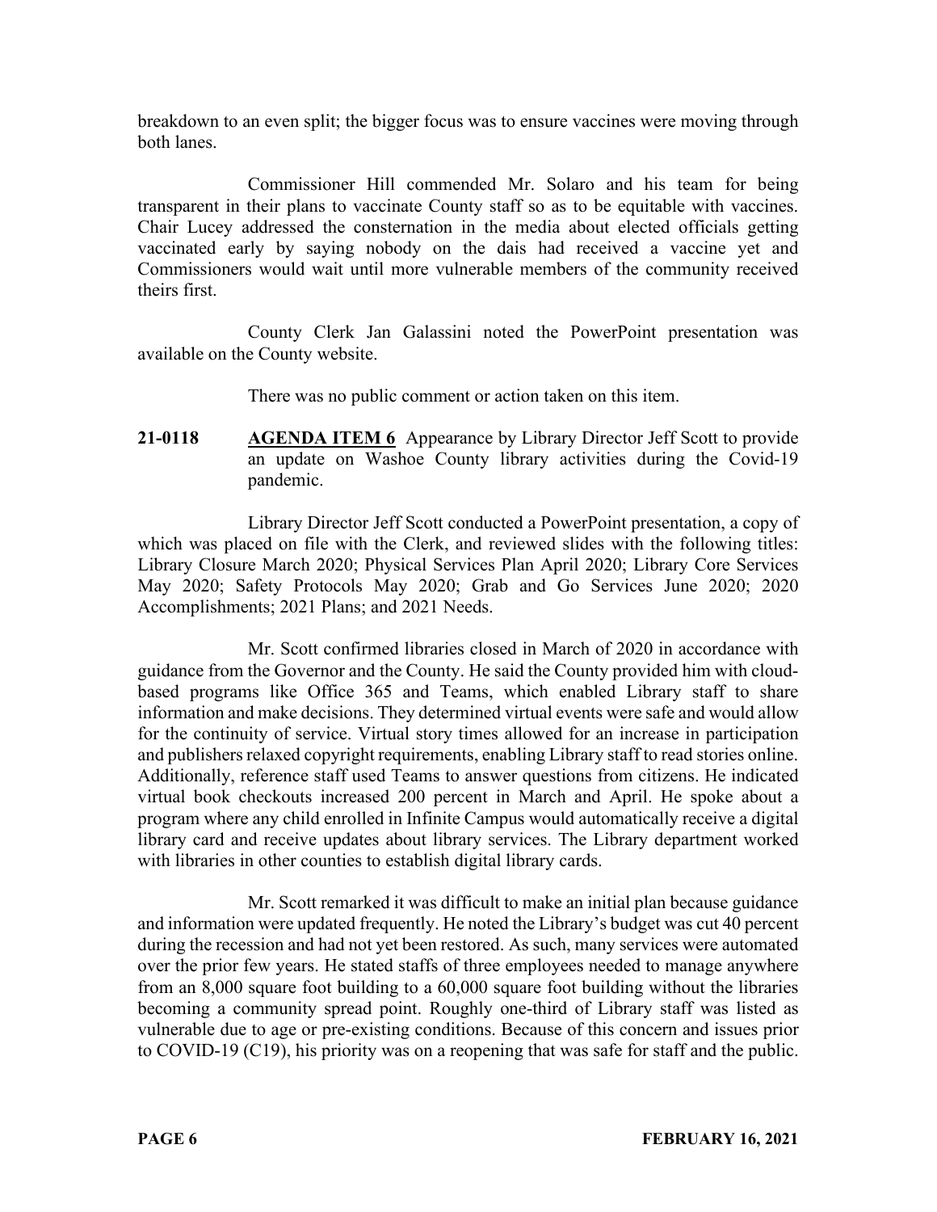breakdown to an even split; the bigger focus was to ensure vaccines were moving through both lanes.

Commissioner Hill commended Mr. Solaro and his team for being transparent in their plans to vaccinate County staff so as to be equitable with vaccines. Chair Lucey addressed the consternation in the media about elected officials getting vaccinated early by saying nobody on the dais had received a vaccine yet and Commissioners would wait until more vulnerable members of the community received theirs first.

County Clerk Jan Galassini noted the PowerPoint presentation was available on the County website.

There was no public comment or action taken on this item.

**21-0118** **AGENDA ITEM 6** Appearance by Library Director Jeff Scott to provide an update on Washoe County library activities during the Covid-19 pandemic.

Library Director Jeff Scott conducted a PowerPoint presentation, a copy of which was placed on file with the Clerk, and reviewed slides with the following titles: Library Closure March 2020; Physical Services Plan April 2020; Library Core Services May 2020; Safety Protocols May 2020; Grab and Go Services June 2020; 2020 Accomplishments; 2021 Plans; and 2021 Needs.

Mr. Scott confirmed libraries closed in March of 2020 in accordance with guidance from the Governor and the County. He said the County provided him with cloud-based programs like Office 365 and Teams, which enabled Library staff to share information and make decisions. They determined virtual events were safe and would allow for the continuity of service. Virtual story times allowed for an increase in participation and publishers relaxed copyright requirements, enabling Library staff to read stories online. Additionally, reference staff used Teams to answer questions from citizens. He indicated virtual book checkouts increased 200 percent in March and April. He spoke about a program where any child enrolled in Infinite Campus would automatically receive a digital library card and receive updates about library services. The Library department worked with libraries in other counties to establish digital library cards.

Mr. Scott remarked it was difficult to make an initial plan because guidance and information were updated frequently. He noted the Library's budget was cut 40 percent during the recession and had not yet been restored. As such, many services were automated over the prior few years. He stated staffs of three employees needed to manage anywhere from an 8,000 square foot building to a 60,000 square foot building without the libraries becoming a community spread point. Roughly one-third of Library staff was listed as vulnerable due to age or pre-existing conditions. Because of this concern and issues prior to COVID-19 (C19), his priority was on a reopening that was safe for staff and the public.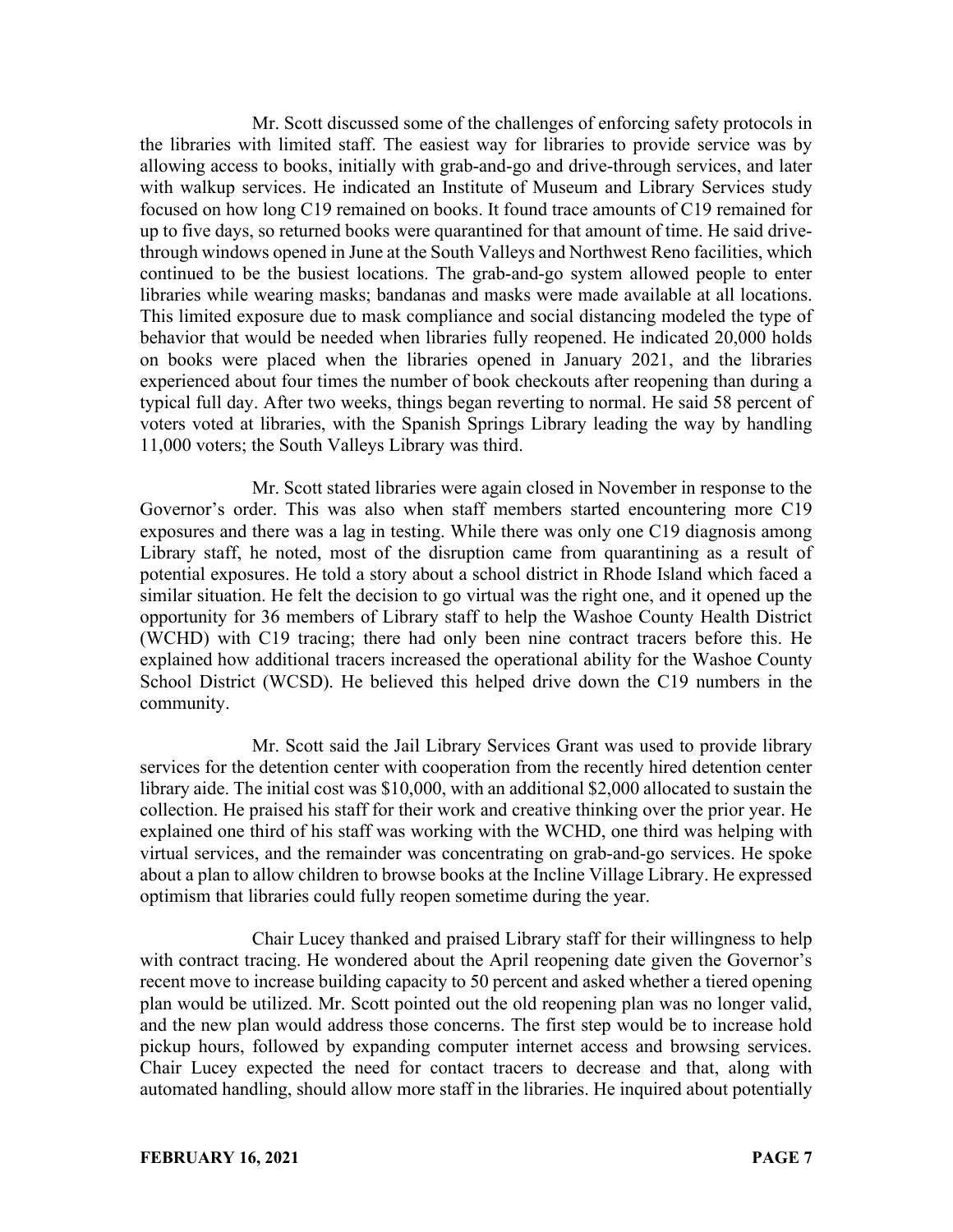Mr. Scott discussed some of the challenges of enforcing safety protocols in the libraries with limited staff. The easiest way for libraries to provide service was by allowing access to books, initially with grab-and-go and drive-through services, and later with walkup services. He indicated an Institute of Museum and Library Services study focused on how long C19 remained on books. It found trace amounts of C19 remained for up to five days, so returned books were quarantined for that amount of time. He said drive-through windows opened in June at the South Valleys and Northwest Reno facilities, which continued to be the busiest locations. The grab-and-go system allowed people to enter libraries while wearing masks; bandanas and masks were made available at all locations. This limited exposure due to mask compliance and social distancing modeled the type of behavior that would be needed when libraries fully reopened. He indicated 20,000 holds on books were placed when the libraries opened in January 2021, and the libraries experienced about four times the number of book checkouts after reopening than during a typical full day. After two weeks, things began reverting to normal. He said 58 percent of voters voted at libraries, with the Spanish Springs Library leading the way by handling 11,000 voters; the South Valleys Library was third.

Mr. Scott stated libraries were again closed in November in response to the Governor's order. This was also when staff members started encountering more C19 exposures and there was a lag in testing. While there was only one C19 diagnosis among Library staff, he noted, most of the disruption came from quarantining as a result of potential exposures. He told a story about a school district in Rhode Island which faced a similar situation. He felt the decision to go virtual was the right one, and it opened up the opportunity for 36 members of Library staff to help the Washoe County Health District (WCHD) with C19 tracing; there had only been nine contract tracers before this. He explained how additional tracers increased the operational ability for the Washoe County School District (WCSD). He believed this helped drive down the C19 numbers in the community.

Mr. Scott said the Jail Library Services Grant was used to provide library services for the detention center with cooperation from the recently hired detention center library aide. The initial cost was $10,000, with an additional $2,000 allocated to sustain the collection. He praised his staff for their work and creative thinking over the prior year. He explained one third of his staff was working with the WCHD, one third was helping with virtual services, and the remainder was concentrating on grab-and-go services. He spoke about a plan to allow children to browse books at the Incline Village Library. He expressed optimism that libraries could fully reopen sometime during the year.

Chair Lucey thanked and praised Library staff for their willingness to help with contract tracing. He wondered about the April reopening date given the Governor's recent move to increase building capacity to 50 percent and asked whether a tiered opening plan would be utilized. Mr. Scott pointed out the old reopening plan was no longer valid, and the new plan would address those concerns. The first step would be to increase hold pickup hours, followed by expanding computer internet access and browsing services. Chair Lucey expected the need for contact tracers to decrease and that, along with automated handling, should allow more staff in the libraries. He inquired about potentially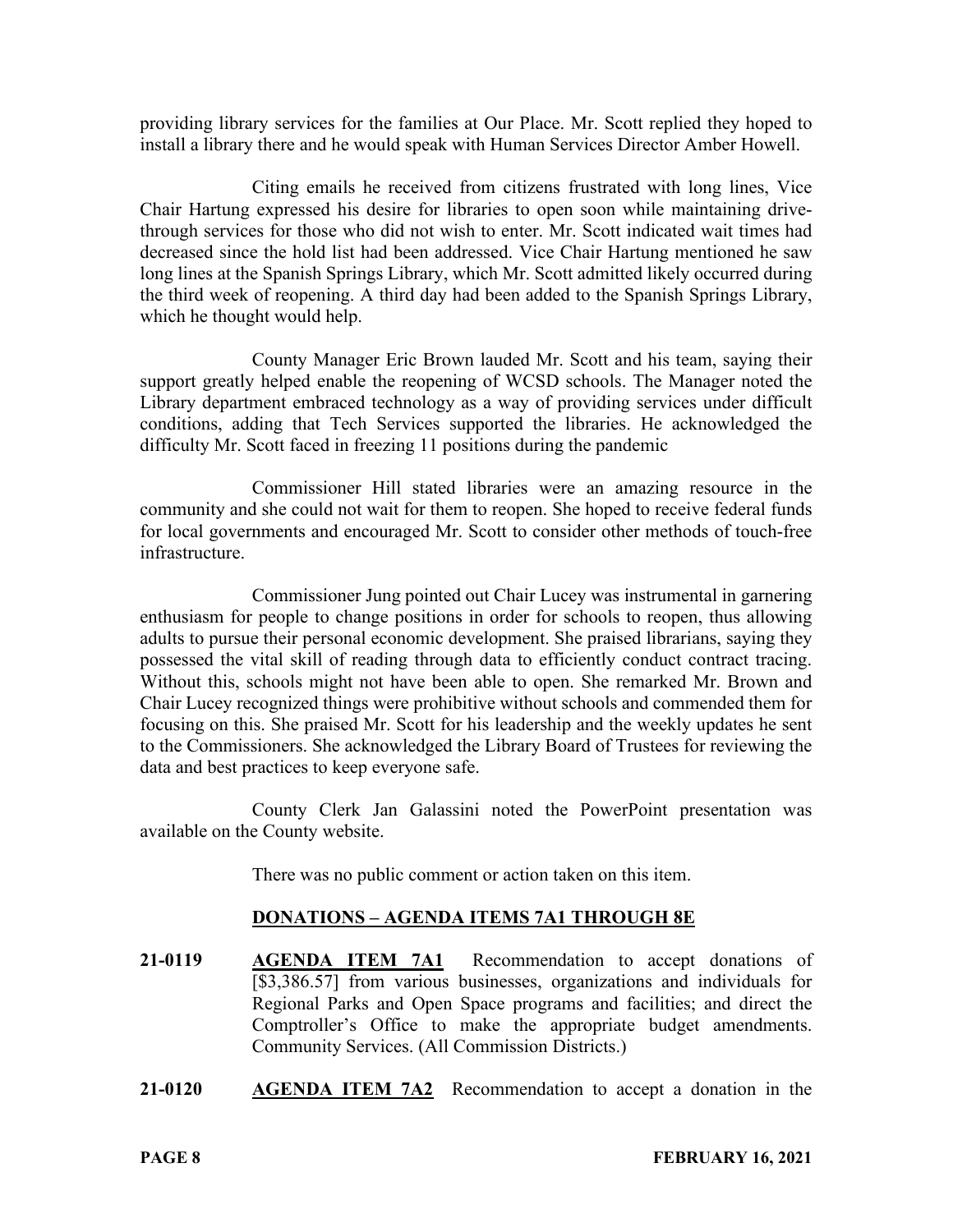providing library services for the families at Our Place. Mr. Scott replied they hoped to install a library there and he would speak with Human Services Director Amber Howell.

Citing emails he received from citizens frustrated with long lines, Vice Chair Hartung expressed his desire for libraries to open soon while maintaining drive-through services for those who did not wish to enter. Mr. Scott indicated wait times had decreased since the hold list had been addressed. Vice Chair Hartung mentioned he saw long lines at the Spanish Springs Library, which Mr. Scott admitted likely occurred during the third week of reopening. A third day had been added to the Spanish Springs Library, which he thought would help.

County Manager Eric Brown lauded Mr. Scott and his team, saying their support greatly helped enable the reopening of WCSD schools. The Manager noted the Library department embraced technology as a way of providing services under difficult conditions, adding that Tech Services supported the libraries. He acknowledged the difficulty Mr. Scott faced in freezing 11 positions during the pandemic

Commissioner Hill stated libraries were an amazing resource in the community and she could not wait for them to reopen. She hoped to receive federal funds for local governments and encouraged Mr. Scott to consider other methods of touch-free infrastructure.

Commissioner Jung pointed out Chair Lucey was instrumental in garnering enthusiasm for people to change positions in order for schools to reopen, thus allowing adults to pursue their personal economic development. She praised librarians, saying they possessed the vital skill of reading through data to efficiently conduct contract tracing. Without this, schools might not have been able to open. She remarked Mr. Brown and Chair Lucey recognized things were prohibitive without schools and commended them for focusing on this. She praised Mr. Scott for his leadership and the weekly updates he sent to the Commissioners. She acknowledged the Library Board of Trustees for reviewing the data and best practices to keep everyone safe.

County Clerk Jan Galassini noted the PowerPoint presentation was available on the County website.

There was no public comment or action taken on this item.

## DONATIONS – AGENDA ITEMS 7A1 THROUGH 8E

**21-0119** **AGENDA ITEM 7A1** Recommendation to accept donations of [$3,386.57] from various businesses, organizations and individuals for Regional Parks and Open Space programs and facilities; and direct the Comptroller's Office to make the appropriate budget amendments. Community Services. (All Commission Districts.)

**21-0120** **AGENDA ITEM 7A2** Recommendation to accept a donation in the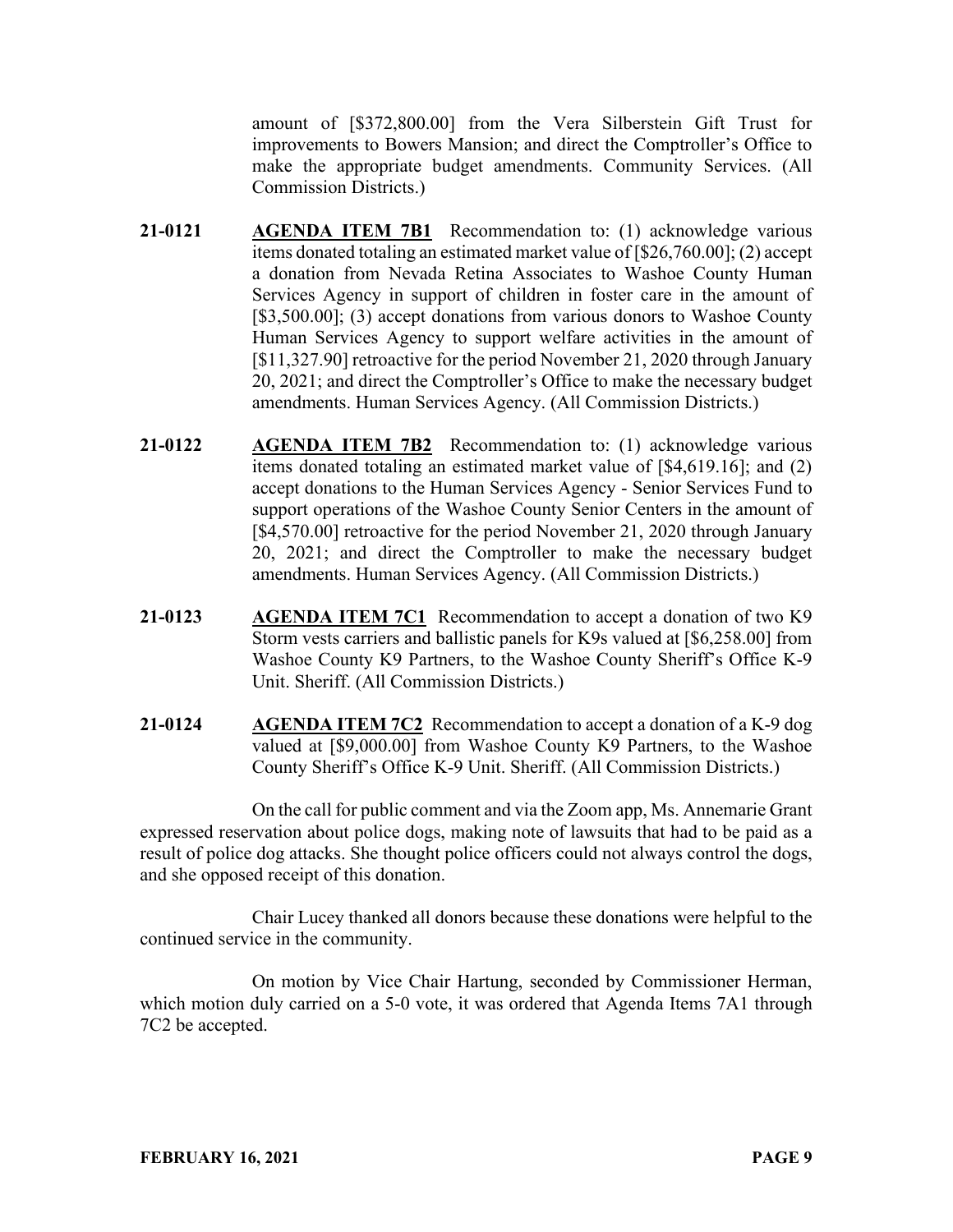amount of [$372,800.00] from the Vera Silberstein Gift Trust for improvements to Bowers Mansion; and direct the Comptroller's Office to make the appropriate budget amendments. Community Services. (All Commission Districts.)

**21-0121** **AGENDA ITEM 7B1** Recommendation to: (1) acknowledge various items donated totaling an estimated market value of [$26,760.00]; (2) accept a donation from Nevada Retina Associates to Washoe County Human Services Agency in support of children in foster care in the amount of [$3,500.00]; (3) accept donations from various donors to Washoe County Human Services Agency to support welfare activities in the amount of [$11,327.90] retroactive for the period November 21, 2020 through January 20, 2021; and direct the Comptroller's Office to make the necessary budget amendments. Human Services Agency. (All Commission Districts.)

**21-0122** **AGENDA ITEM 7B2** Recommendation to: (1) acknowledge various items donated totaling an estimated market value of [$4,619.16]; and (2) accept donations to the Human Services Agency - Senior Services Fund to support operations of the Washoe County Senior Centers in the amount of [$4,570.00] retroactive for the period November 21, 2020 through January 20, 2021; and direct the Comptroller to make the necessary budget amendments. Human Services Agency. (All Commission Districts.)

**21-0123** **AGENDA ITEM 7C1** Recommendation to accept a donation of two K9 Storm vests carriers and ballistic panels for K9s valued at [$6,258.00] from Washoe County K9 Partners, to the Washoe County Sheriff's Office K-9 Unit. Sheriff. (All Commission Districts.)

**21-0124** **AGENDA ITEM 7C2** Recommendation to accept a donation of a K-9 dog valued at [$9,000.00] from Washoe County K9 Partners, to the Washoe County Sheriff's Office K-9 Unit. Sheriff. (All Commission Districts.)

On the call for public comment and via the Zoom app, Ms. Annemarie Grant expressed reservation about police dogs, making note of lawsuits that had to be paid as a result of police dog attacks. She thought police officers could not always control the dogs, and she opposed receipt of this donation.

Chair Lucey thanked all donors because these donations were helpful to the continued service in the community.

On motion by Vice Chair Hartung, seconded by Commissioner Herman, which motion duly carried on a 5-0 vote, it was ordered that Agenda Items 7A1 through 7C2 be accepted.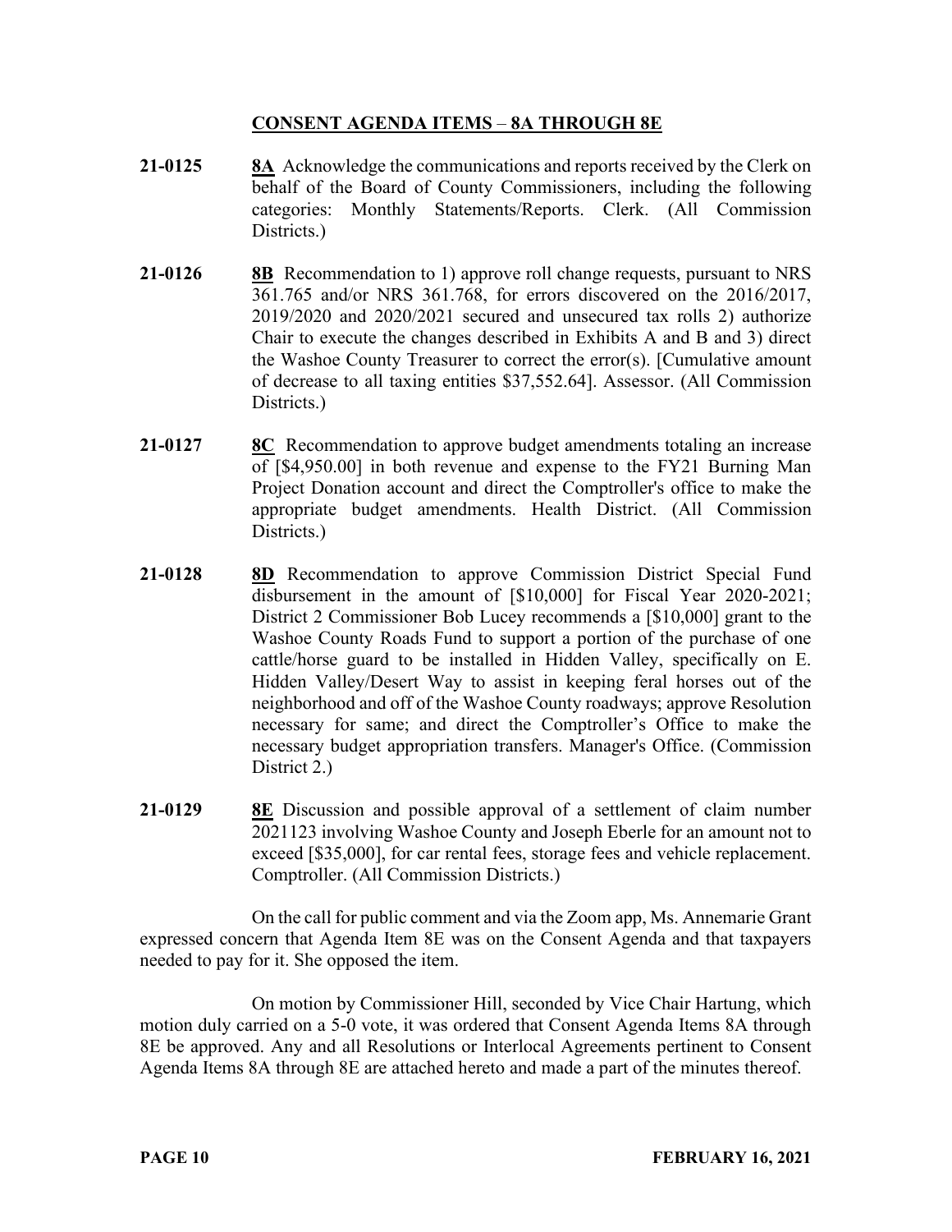## CONSENT AGENDA ITEMS – 8A THROUGH 8E

**21-0125** **8A** Acknowledge the communications and reports received by the Clerk on behalf of the Board of County Commissioners, including the following categories: Monthly Statements/Reports. Clerk. (All Commission Districts.)

**21-0126** **8B** Recommendation to 1) approve roll change requests, pursuant to NRS 361.765 and/or NRS 361.768, for errors discovered on the 2016/2017, 2019/2020 and 2020/2021 secured and unsecured tax rolls 2) authorize Chair to execute the changes described in Exhibits A and B and 3) direct the Washoe County Treasurer to correct the error(s). [Cumulative amount of decrease to all taxing entities $37,552.64]. Assessor. (All Commission Districts.)

**21-0127** **8C** Recommendation to approve budget amendments totaling an increase of [$4,950.00] in both revenue and expense to the FY21 Burning Man Project Donation account and direct the Comptroller's office to make the appropriate budget amendments. Health District. (All Commission Districts.)

**21-0128** **8D** Recommendation to approve Commission District Special Fund disbursement in the amount of [$10,000] for Fiscal Year 2020-2021; District 2 Commissioner Bob Lucey recommends a [$10,000] grant to the Washoe County Roads Fund to support a portion of the purchase of one cattle/horse guard to be installed in Hidden Valley, specifically on E. Hidden Valley/Desert Way to assist in keeping feral horses out of the neighborhood and off of the Washoe County roadways; approve Resolution necessary for same; and direct the Comptroller's Office to make the necessary budget appropriation transfers. Manager's Office. (Commission District 2.)

**21-0129** **8E** Discussion and possible approval of a settlement of claim number 2021123 involving Washoe County and Joseph Eberle for an amount not to exceed [$35,000], for car rental fees, storage fees and vehicle replacement. Comptroller. (All Commission Districts.)

On the call for public comment and via the Zoom app, Ms. Annemarie Grant expressed concern that Agenda Item 8E was on the Consent Agenda and that taxpayers needed to pay for it. She opposed the item.

On motion by Commissioner Hill, seconded by Vice Chair Hartung, which motion duly carried on a 5-0 vote, it was ordered that Consent Agenda Items 8A through 8E be approved. Any and all Resolutions or Interlocal Agreements pertinent to Consent Agenda Items 8A through 8E are attached hereto and made a part of the minutes thereof.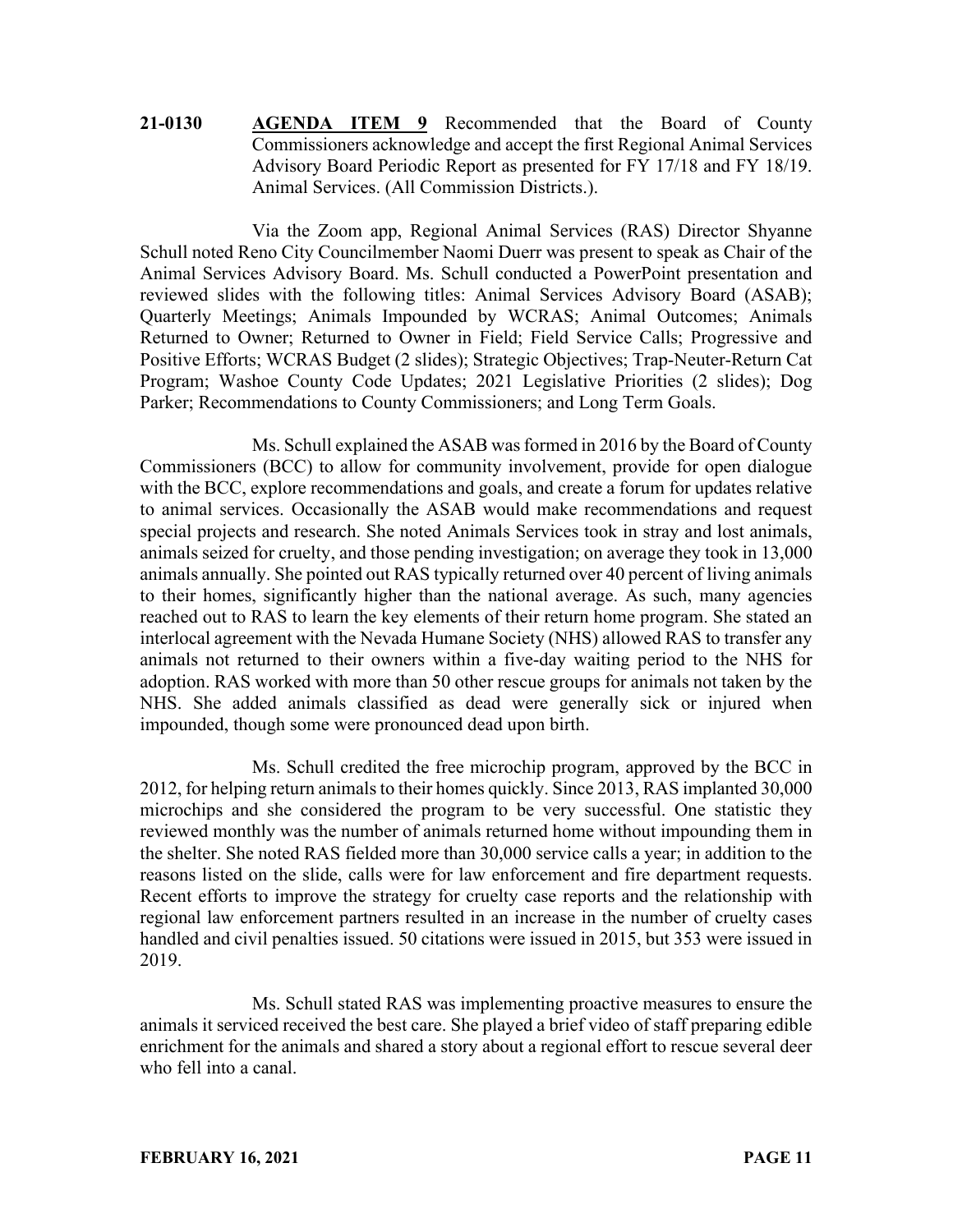**21-0130** **AGENDA ITEM 9** Recommended that the Board of County Commissioners acknowledge and accept the first Regional Animal Services Advisory Board Periodic Report as presented for FY 17/18 and FY 18/19. Animal Services. (All Commission Districts.).

Via the Zoom app, Regional Animal Services (RAS) Director Shyanne Schull noted Reno City Councilmember Naomi Duerr was present to speak as Chair of the Animal Services Advisory Board. Ms. Schull conducted a PowerPoint presentation and reviewed slides with the following titles: Animal Services Advisory Board (ASAB); Quarterly Meetings; Animals Impounded by WCRAS; Animal Outcomes; Animals Returned to Owner; Returned to Owner in Field; Field Service Calls; Progressive and Positive Efforts; WCRAS Budget (2 slides); Strategic Objectives; Trap-Neuter-Return Cat Program; Washoe County Code Updates; 2021 Legislative Priorities (2 slides); Dog Parker; Recommendations to County Commissioners; and Long Term Goals.

Ms. Schull explained the ASAB was formed in 2016 by the Board of County Commissioners (BCC) to allow for community involvement, provide for open dialogue with the BCC, explore recommendations and goals, and create a forum for updates relative to animal services. Occasionally the ASAB would make recommendations and request special projects and research. She noted Animals Services took in stray and lost animals, animals seized for cruelty, and those pending investigation; on average they took in 13,000 animals annually. She pointed out RAS typically returned over 40 percent of living animals to their homes, significantly higher than the national average. As such, many agencies reached out to RAS to learn the key elements of their return home program. She stated an interlocal agreement with the Nevada Humane Society (NHS) allowed RAS to transfer any animals not returned to their owners within a five-day waiting period to the NHS for adoption. RAS worked with more than 50 other rescue groups for animals not taken by the NHS. She added animals classified as dead were generally sick or injured when impounded, though some were pronounced dead upon birth.

Ms. Schull credited the free microchip program, approved by the BCC in 2012, for helping return animals to their homes quickly. Since 2013, RAS implanted 30,000 microchips and she considered the program to be very successful. One statistic they reviewed monthly was the number of animals returned home without impounding them in the shelter. She noted RAS fielded more than 30,000 service calls a year; in addition to the reasons listed on the slide, calls were for law enforcement and fire department requests. Recent efforts to improve the strategy for cruelty case reports and the relationship with regional law enforcement partners resulted in an increase in the number of cruelty cases handled and civil penalties issued. 50 citations were issued in 2015, but 353 were issued in 2019.

Ms. Schull stated RAS was implementing proactive measures to ensure the animals it serviced received the best care. She played a brief video of staff preparing edible enrichment for the animals and shared a story about a regional effort to rescue several deer who fell into a canal.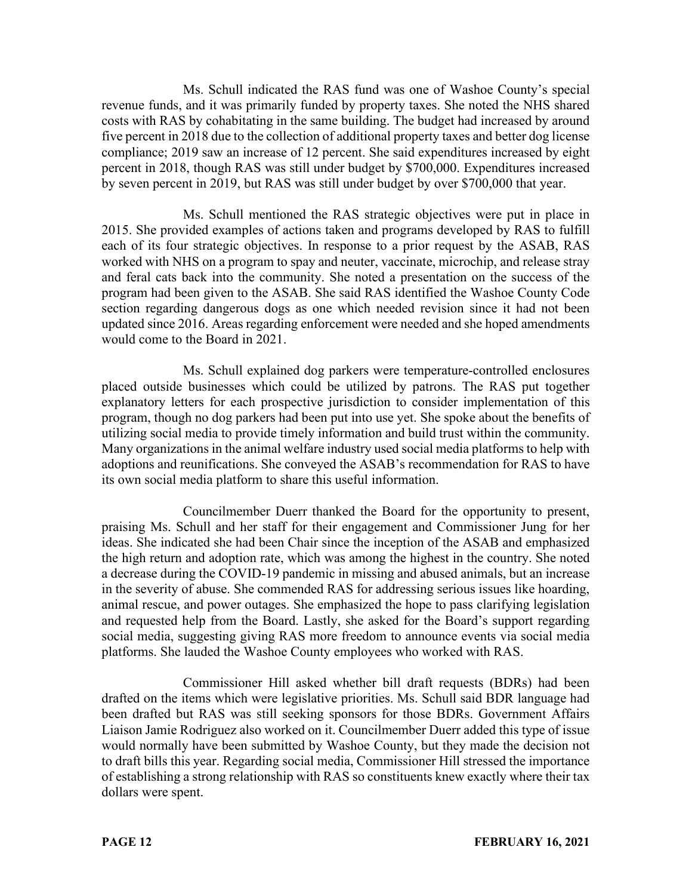Ms. Schull indicated the RAS fund was one of Washoe County's special revenue funds, and it was primarily funded by property taxes. She noted the NHS shared costs with RAS by cohabitating in the same building. The budget had increased by around five percent in 2018 due to the collection of additional property taxes and better dog license compliance; 2019 saw an increase of 12 percent. She said expenditures increased by eight percent in 2018, though RAS was still under budget by $700,000. Expenditures increased by seven percent in 2019, but RAS was still under budget by over $700,000 that year.

Ms. Schull mentioned the RAS strategic objectives were put in place in 2015. She provided examples of actions taken and programs developed by RAS to fulfill each of its four strategic objectives. In response to a prior request by the ASAB, RAS worked with NHS on a program to spay and neuter, vaccinate, microchip, and release stray and feral cats back into the community. She noted a presentation on the success of the program had been given to the ASAB. She said RAS identified the Washoe County Code section regarding dangerous dogs as one which needed revision since it had not been updated since 2016. Areas regarding enforcement were needed and she hoped amendments would come to the Board in 2021.

Ms. Schull explained dog parkers were temperature-controlled enclosures placed outside businesses which could be utilized by patrons. The RAS put together explanatory letters for each prospective jurisdiction to consider implementation of this program, though no dog parkers had been put into use yet. She spoke about the benefits of utilizing social media to provide timely information and build trust within the community. Many organizations in the animal welfare industry used social media platforms to help with adoptions and reunifications. She conveyed the ASAB's recommendation for RAS to have its own social media platform to share this useful information.

Councilmember Duerr thanked the Board for the opportunity to present, praising Ms. Schull and her staff for their engagement and Commissioner Jung for her ideas. She indicated she had been Chair since the inception of the ASAB and emphasized the high return and adoption rate, which was among the highest in the country. She noted a decrease during the COVID-19 pandemic in missing and abused animals, but an increase in the severity of abuse. She commended RAS for addressing serious issues like hoarding, animal rescue, and power outages. She emphasized the hope to pass clarifying legislation and requested help from the Board. Lastly, she asked for the Board's support regarding social media, suggesting giving RAS more freedom to announce events via social media platforms. She lauded the Washoe County employees who worked with RAS.

Commissioner Hill asked whether bill draft requests (BDRs) had been drafted on the items which were legislative priorities. Ms. Schull said BDR language had been drafted but RAS was still seeking sponsors for those BDRs. Government Affairs Liaison Jamie Rodriguez also worked on it. Councilmember Duerr added this type of issue would normally have been submitted by Washoe County, but they made the decision not to draft bills this year. Regarding social media, Commissioner Hill stressed the importance of establishing a strong relationship with RAS so constituents knew exactly where their tax dollars were spent.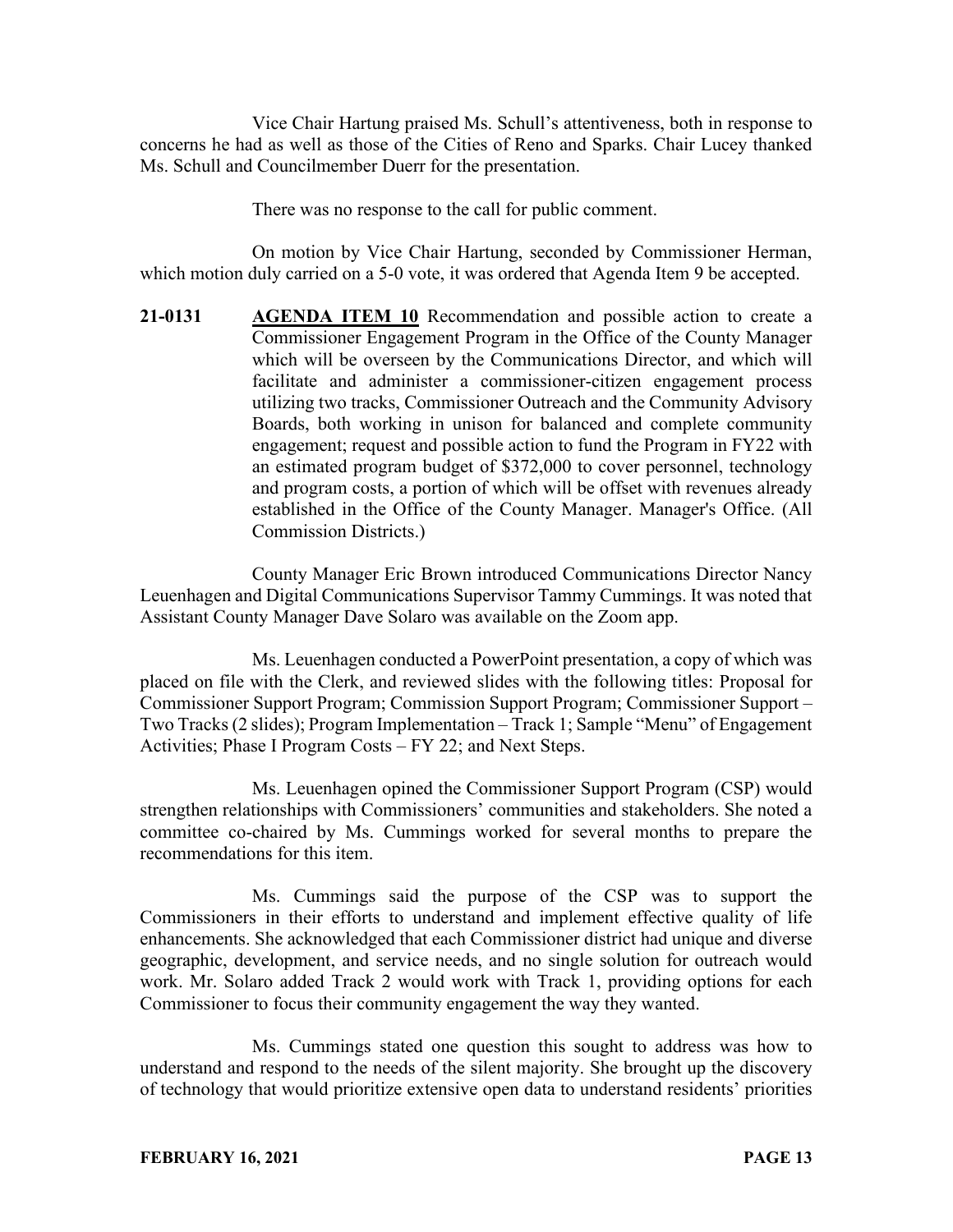Vice Chair Hartung praised Ms. Schull's attentiveness, both in response to concerns he had as well as those of the Cities of Reno and Sparks. Chair Lucey thanked Ms. Schull and Councilmember Duerr for the presentation.

There was no response to the call for public comment.

On motion by Vice Chair Hartung, seconded by Commissioner Herman, which motion duly carried on a 5-0 vote, it was ordered that Agenda Item 9 be accepted.

**21-0131** **AGENDA ITEM 10** Recommendation and possible action to create a Commissioner Engagement Program in the Office of the County Manager which will be overseen by the Communications Director, and which will facilitate and administer a commissioner-citizen engagement process utilizing two tracks, Commissioner Outreach and the Community Advisory Boards, both working in unison for balanced and complete community engagement; request and possible action to fund the Program in FY22 with an estimated program budget of $372,000 to cover personnel, technology and program costs, a portion of which will be offset with revenues already established in the Office of the County Manager. Manager's Office. (All Commission Districts.)

County Manager Eric Brown introduced Communications Director Nancy Leuenhagen and Digital Communications Supervisor Tammy Cummings. It was noted that Assistant County Manager Dave Solaro was available on the Zoom app.

Ms. Leuenhagen conducted a PowerPoint presentation, a copy of which was placed on file with the Clerk, and reviewed slides with the following titles: Proposal for Commissioner Support Program; Commission Support Program; Commissioner Support – Two Tracks (2 slides); Program Implementation – Track 1; Sample "Menu" of Engagement Activities; Phase I Program Costs – FY 22; and Next Steps.

Ms. Leuenhagen opined the Commissioner Support Program (CSP) would strengthen relationships with Commissioners' communities and stakeholders. She noted a committee co-chaired by Ms. Cummings worked for several months to prepare the recommendations for this item.

Ms. Cummings said the purpose of the CSP was to support the Commissioners in their efforts to understand and implement effective quality of life enhancements. She acknowledged that each Commissioner district had unique and diverse geographic, development, and service needs, and no single solution for outreach would work. Mr. Solaro added Track 2 would work with Track 1, providing options for each Commissioner to focus their community engagement the way they wanted.

Ms. Cummings stated one question this sought to address was how to understand and respond to the needs of the silent majority. She brought up the discovery of technology that would prioritize extensive open data to understand residents' priorities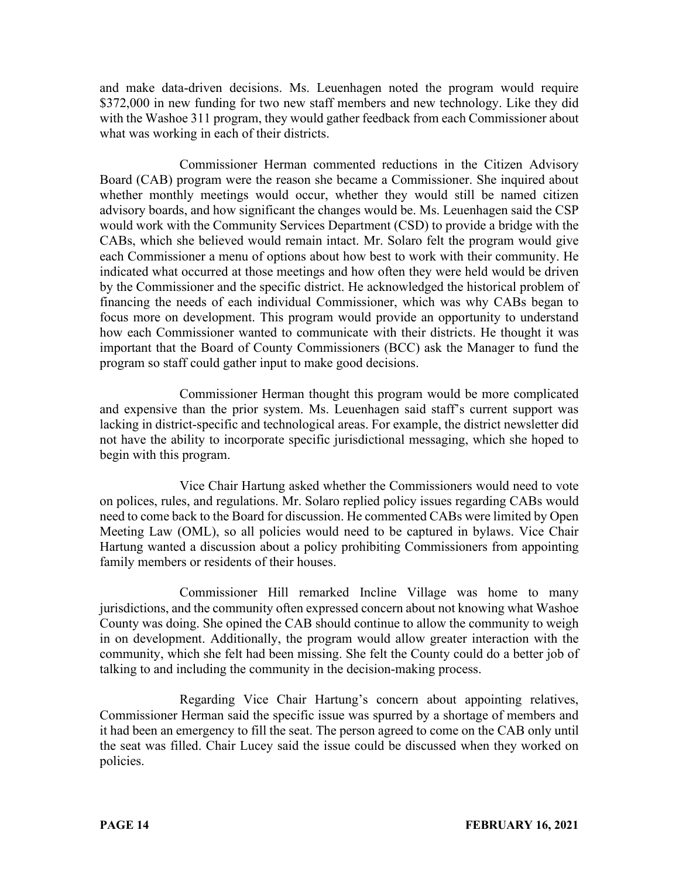and make data-driven decisions. Ms. Leuenhagen noted the program would require $372,000 in new funding for two new staff members and new technology. Like they did with the Washoe 311 program, they would gather feedback from each Commissioner about what was working in each of their districts.

Commissioner Herman commented reductions in the Citizen Advisory Board (CAB) program were the reason she became a Commissioner. She inquired about whether monthly meetings would occur, whether they would still be named citizen advisory boards, and how significant the changes would be. Ms. Leuenhagen said the CSP would work with the Community Services Department (CSD) to provide a bridge with the CABs, which she believed would remain intact. Mr. Solaro felt the program would give each Commissioner a menu of options about how best to work with their community. He indicated what occurred at those meetings and how often they were held would be driven by the Commissioner and the specific district. He acknowledged the historical problem of financing the needs of each individual Commissioner, which was why CABs began to focus more on development. This program would provide an opportunity to understand how each Commissioner wanted to communicate with their districts. He thought it was important that the Board of County Commissioners (BCC) ask the Manager to fund the program so staff could gather input to make good decisions.

Commissioner Herman thought this program would be more complicated and expensive than the prior system. Ms. Leuenhagen said staff's current support was lacking in district-specific and technological areas. For example, the district newsletter did not have the ability to incorporate specific jurisdictional messaging, which she hoped to begin with this program.

Vice Chair Hartung asked whether the Commissioners would need to vote on polices, rules, and regulations. Mr. Solaro replied policy issues regarding CABs would need to come back to the Board for discussion. He commented CABs were limited by Open Meeting Law (OML), so all policies would need to be captured in bylaws. Vice Chair Hartung wanted a discussion about a policy prohibiting Commissioners from appointing family members or residents of their houses.

Commissioner Hill remarked Incline Village was home to many jurisdictions, and the community often expressed concern about not knowing what Washoe County was doing. She opined the CAB should continue to allow the community to weigh in on development. Additionally, the program would allow greater interaction with the community, which she felt had been missing. She felt the County could do a better job of talking to and including the community in the decision-making process.

Regarding Vice Chair Hartung's concern about appointing relatives, Commissioner Herman said the specific issue was spurred by a shortage of members and it had been an emergency to fill the seat. The person agreed to come on the CAB only until the seat was filled. Chair Lucey said the issue could be discussed when they worked on policies.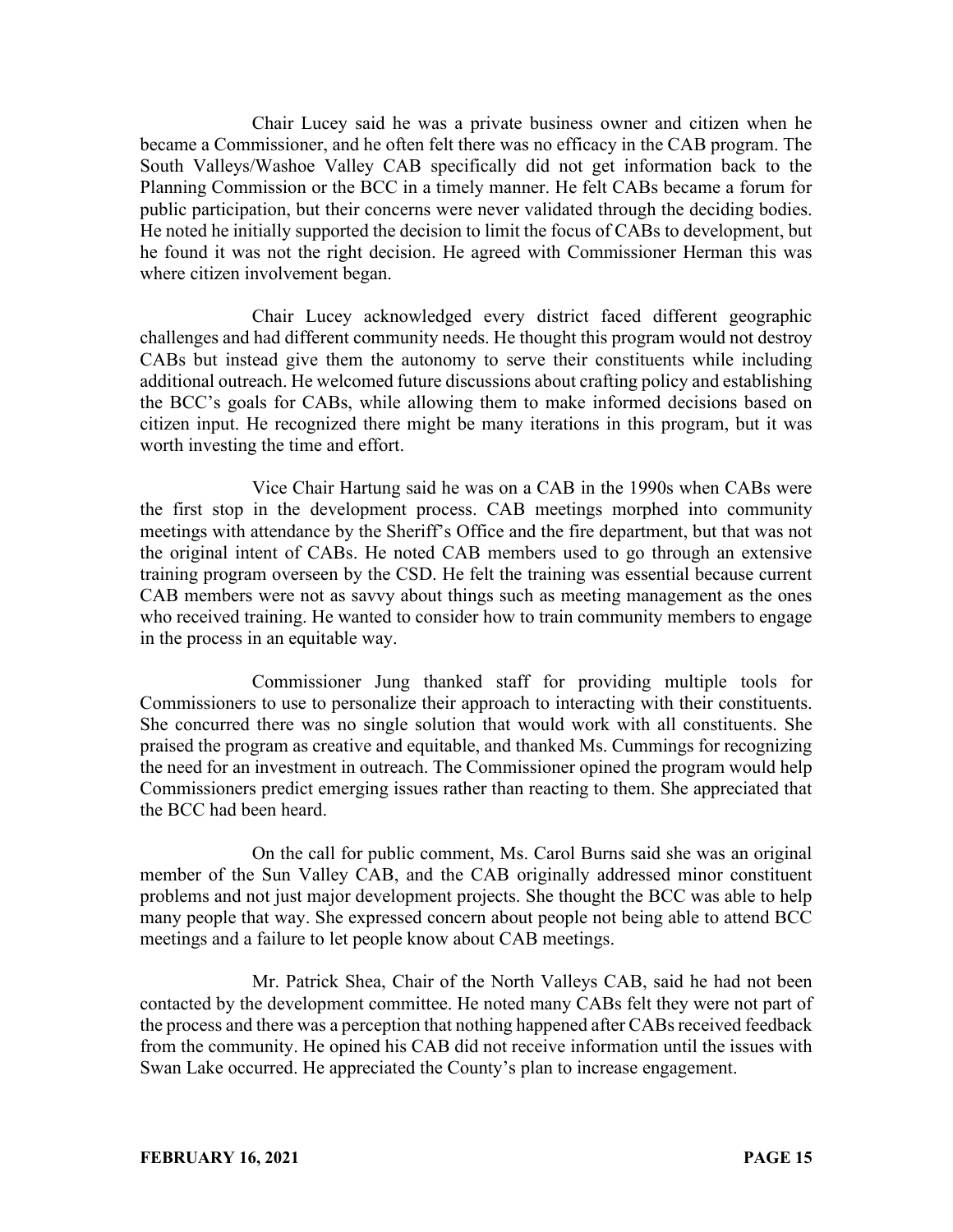Chair Lucey said he was a private business owner and citizen when he became a Commissioner, and he often felt there was no efficacy in the CAB program. The South Valleys/Washoe Valley CAB specifically did not get information back to the Planning Commission or the BCC in a timely manner. He felt CABs became a forum for public participation, but their concerns were never validated through the deciding bodies. He noted he initially supported the decision to limit the focus of CABs to development, but he found it was not the right decision. He agreed with Commissioner Herman this was where citizen involvement began.

Chair Lucey acknowledged every district faced different geographic challenges and had different community needs. He thought this program would not destroy CABs but instead give them the autonomy to serve their constituents while including additional outreach. He welcomed future discussions about crafting policy and establishing the BCC's goals for CABs, while allowing them to make informed decisions based on citizen input. He recognized there might be many iterations in this program, but it was worth investing the time and effort.

Vice Chair Hartung said he was on a CAB in the 1990s when CABs were the first stop in the development process. CAB meetings morphed into community meetings with attendance by the Sheriff's Office and the fire department, but that was not the original intent of CABs. He noted CAB members used to go through an extensive training program overseen by the CSD. He felt the training was essential because current CAB members were not as savvy about things such as meeting management as the ones who received training. He wanted to consider how to train community members to engage in the process in an equitable way.

Commissioner Jung thanked staff for providing multiple tools for Commissioners to use to personalize their approach to interacting with their constituents. She concurred there was no single solution that would work with all constituents. She praised the program as creative and equitable, and thanked Ms. Cummings for recognizing the need for an investment in outreach. The Commissioner opined the program would help Commissioners predict emerging issues rather than reacting to them. She appreciated that the BCC had been heard.

On the call for public comment, Ms. Carol Burns said she was an original member of the Sun Valley CAB, and the CAB originally addressed minor constituent problems and not just major development projects. She thought the BCC was able to help many people that way. She expressed concern about people not being able to attend BCC meetings and a failure to let people know about CAB meetings.

Mr. Patrick Shea, Chair of the North Valleys CAB, said he had not been contacted by the development committee. He noted many CABs felt they were not part of the process and there was a perception that nothing happened after CABs received feedback from the community. He opined his CAB did not receive information until the issues with Swan Lake occurred. He appreciated the County's plan to increase engagement.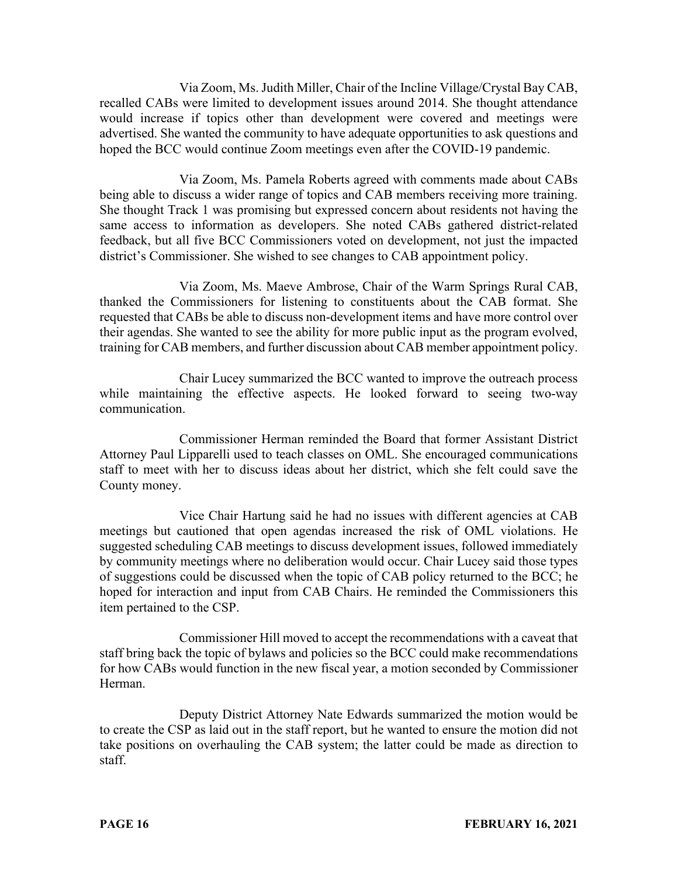Via Zoom, Ms. Judith Miller, Chair of the Incline Village/Crystal Bay CAB, recalled CABs were limited to development issues around 2014. She thought attendance would increase if topics other than development were covered and meetings were advertised. She wanted the community to have adequate opportunities to ask questions and hoped the BCC would continue Zoom meetings even after the COVID-19 pandemic.

Via Zoom, Ms. Pamela Roberts agreed with comments made about CABs being able to discuss a wider range of topics and CAB members receiving more training. She thought Track 1 was promising but expressed concern about residents not having the same access to information as developers. She noted CABs gathered district-related feedback, but all five BCC Commissioners voted on development, not just the impacted district's Commissioner. She wished to see changes to CAB appointment policy.

Via Zoom, Ms. Maeve Ambrose, Chair of the Warm Springs Rural CAB, thanked the Commissioners for listening to constituents about the CAB format. She requested that CABs be able to discuss non-development items and have more control over their agendas. She wanted to see the ability for more public input as the program evolved, training for CAB members, and further discussion about CAB member appointment policy.

Chair Lucey summarized the BCC wanted to improve the outreach process while maintaining the effective aspects. He looked forward to seeing two-way communication.

Commissioner Herman reminded the Board that former Assistant District Attorney Paul Lipparelli used to teach classes on OML. She encouraged communications staff to meet with her to discuss ideas about her district, which she felt could save the County money.

Vice Chair Hartung said he had no issues with different agencies at CAB meetings but cautioned that open agendas increased the risk of OML violations. He suggested scheduling CAB meetings to discuss development issues, followed immediately by community meetings where no deliberation would occur. Chair Lucey said those types of suggestions could be discussed when the topic of CAB policy returned to the BCC; he hoped for interaction and input from CAB Chairs. He reminded the Commissioners this item pertained to the CSP.

Commissioner Hill moved to accept the recommendations with a caveat that staff bring back the topic of bylaws and policies so the BCC could make recommendations for how CABs would function in the new fiscal year, a motion seconded by Commissioner Herman.

Deputy District Attorney Nate Edwards summarized the motion would be to create the CSP as laid out in the staff report, but he wanted to ensure the motion did not take positions on overhauling the CAB system; the latter could be made as direction to staff.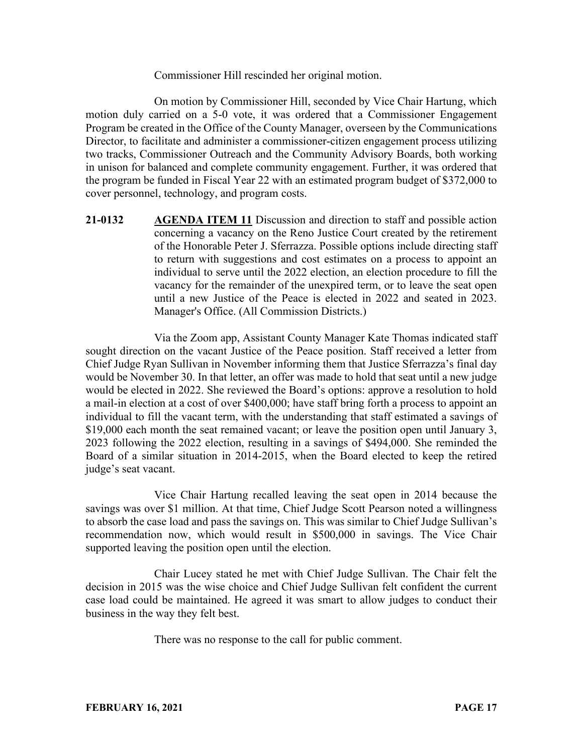Commissioner Hill rescinded her original motion.

On motion by Commissioner Hill, seconded by Vice Chair Hartung, which motion duly carried on a 5-0 vote, it was ordered that a Commissioner Engagement Program be created in the Office of the County Manager, overseen by the Communications Director, to facilitate and administer a commissioner-citizen engagement process utilizing two tracks, Commissioner Outreach and the Community Advisory Boards, both working in unison for balanced and complete community engagement. Further, it was ordered that the program be funded in Fiscal Year 22 with an estimated program budget of $372,000 to cover personnel, technology, and program costs.

**21-0132** **AGENDA ITEM 11** Discussion and direction to staff and possible action concerning a vacancy on the Reno Justice Court created by the retirement of the Honorable Peter J. Sferrazza. Possible options include directing staff to return with suggestions and cost estimates on a process to appoint an individual to serve until the 2022 election, an election procedure to fill the vacancy for the remainder of the unexpired term, or to leave the seat open until a new Justice of the Peace is elected in 2022 and seated in 2023. Manager's Office. (All Commission Districts.)

Via the Zoom app, Assistant County Manager Kate Thomas indicated staff sought direction on the vacant Justice of the Peace position. Staff received a letter from Chief Judge Ryan Sullivan in November informing them that Justice Sferrazza's final day would be November 30. In that letter, an offer was made to hold that seat until a new judge would be elected in 2022. She reviewed the Board's options: approve a resolution to hold a mail-in election at a cost of over $400,000; have staff bring forth a process to appoint an individual to fill the vacant term, with the understanding that staff estimated a savings of $19,000 each month the seat remained vacant; or leave the position open until January 3, 2023 following the 2022 election, resulting in a savings of $494,000. She reminded the Board of a similar situation in 2014-2015, when the Board elected to keep the retired judge's seat vacant.

Vice Chair Hartung recalled leaving the seat open in 2014 because the savings was over $1 million. At that time, Chief Judge Scott Pearson noted a willingness to absorb the case load and pass the savings on. This was similar to Chief Judge Sullivan's recommendation now, which would result in $500,000 in savings. The Vice Chair supported leaving the position open until the election.

Chair Lucey stated he met with Chief Judge Sullivan. The Chair felt the decision in 2015 was the wise choice and Chief Judge Sullivan felt confident the current case load could be maintained. He agreed it was smart to allow judges to conduct their business in the way they felt best.

There was no response to the call for public comment.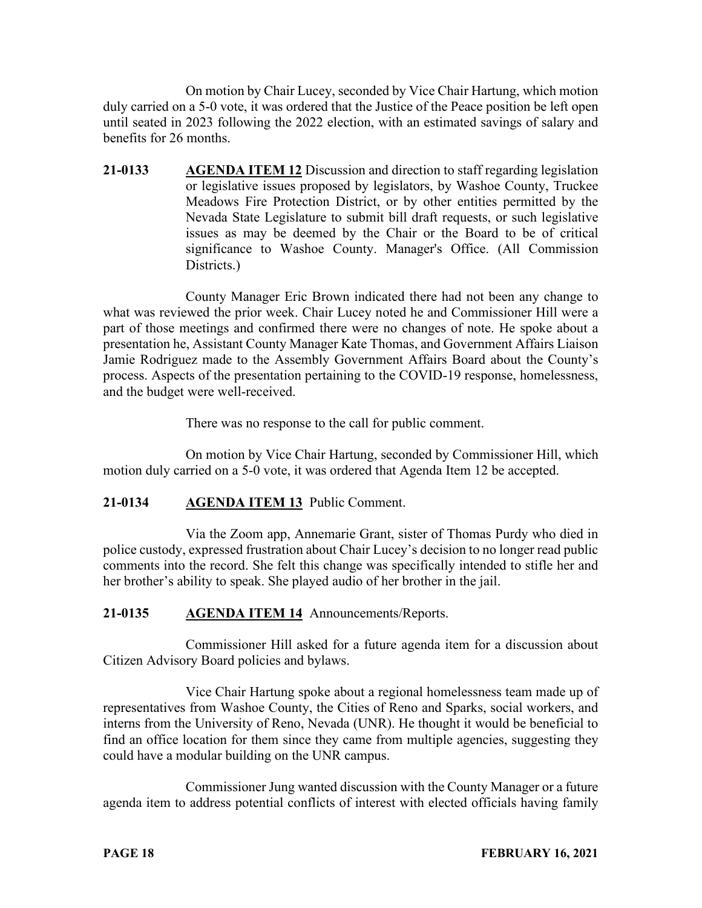On motion by Chair Lucey, seconded by Vice Chair Hartung, which motion duly carried on a 5-0 vote, it was ordered that the Justice of the Peace position be left open until seated in 2023 following the 2022 election, with an estimated savings of salary and benefits for 26 months.

**21-0133** **AGENDA ITEM 12** Discussion and direction to staff regarding legislation or legislative issues proposed by legislators, by Washoe County, Truckee Meadows Fire Protection District, or by other entities permitted by the Nevada State Legislature to submit bill draft requests, or such legislative issues as may be deemed by the Chair or the Board to be of critical significance to Washoe County. Manager's Office. (All Commission Districts.)

County Manager Eric Brown indicated there had not been any change to what was reviewed the prior week. Chair Lucey noted he and Commissioner Hill were a part of those meetings and confirmed there were no changes of note. He spoke about a presentation he, Assistant County Manager Kate Thomas, and Government Affairs Liaison Jamie Rodriguez made to the Assembly Government Affairs Board about the County's process. Aspects of the presentation pertaining to the COVID-19 response, homelessness, and the budget were well-received.

There was no response to the call for public comment.

On motion by Vice Chair Hartung, seconded by Commissioner Hill, which motion duly carried on a 5-0 vote, it was ordered that Agenda Item 12 be accepted.

**21-0134** **AGENDA ITEM 13** Public Comment.

Via the Zoom app, Annemarie Grant, sister of Thomas Purdy who died in police custody, expressed frustration about Chair Lucey's decision to no longer read public comments into the record. She felt this change was specifically intended to stifle her and her brother's ability to speak. She played audio of her brother in the jail.

**21-0135** **AGENDA ITEM 14** Announcements/Reports.

Commissioner Hill asked for a future agenda item for a discussion about Citizen Advisory Board policies and bylaws.

Vice Chair Hartung spoke about a regional homelessness team made up of representatives from Washoe County, the Cities of Reno and Sparks, social workers, and interns from the University of Reno, Nevada (UNR). He thought it would be beneficial to find an office location for them since they came from multiple agencies, suggesting they could have a modular building on the UNR campus.

Commissioner Jung wanted discussion with the County Manager or a future agenda item to address potential conflicts of interest with elected officials having family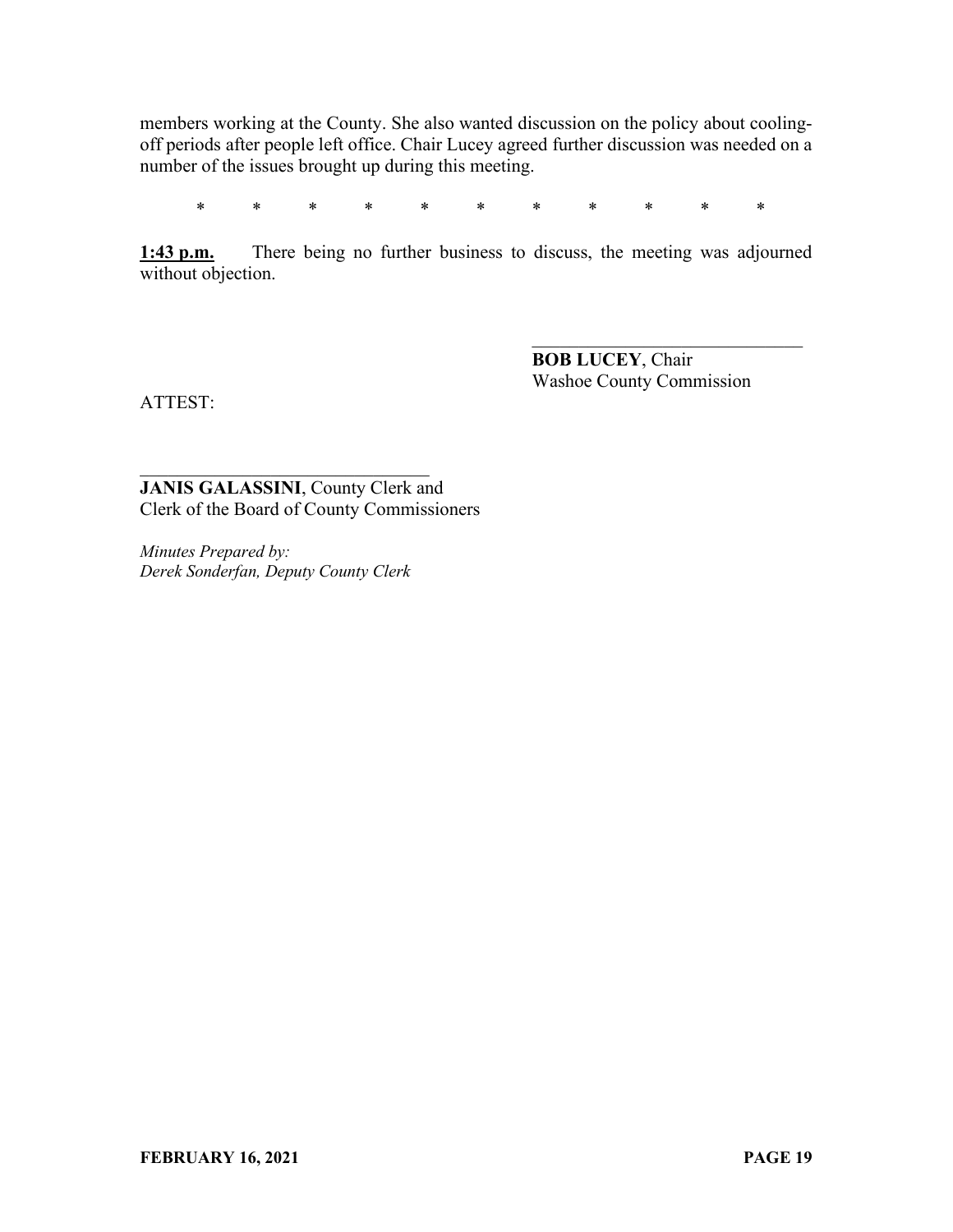members working at the County. She also wanted discussion on the policy about cooling-off periods after people left office. Chair Lucey agreed further discussion was needed on a number of the issues brought up during this meeting.

\* \* \* \* \* \* \* \* \* \* \*

**1:43 p.m.** There being no further business to discuss, the meeting was adjourned without objection.

\_\_\_\_\_\_\_\_\_\_\_\_\_\_\_\_\_\_\_\_\_\_\_\_\_\_\_\_\_\_
**BOB LUCEY**, Chair
Washoe County Commission

ATTEST:

\_\_\_\_\_\_\_\_\_\_\_\_\_\_\_\_\_\_\_\_\_\_\_\_\_\_\_\_\_\_
**JANIS GALASSINI**, County Clerk and
Clerk of the Board of County Commissioners

*Minutes Prepared by:*
*Derek Sonderfan, Deputy County Clerk*